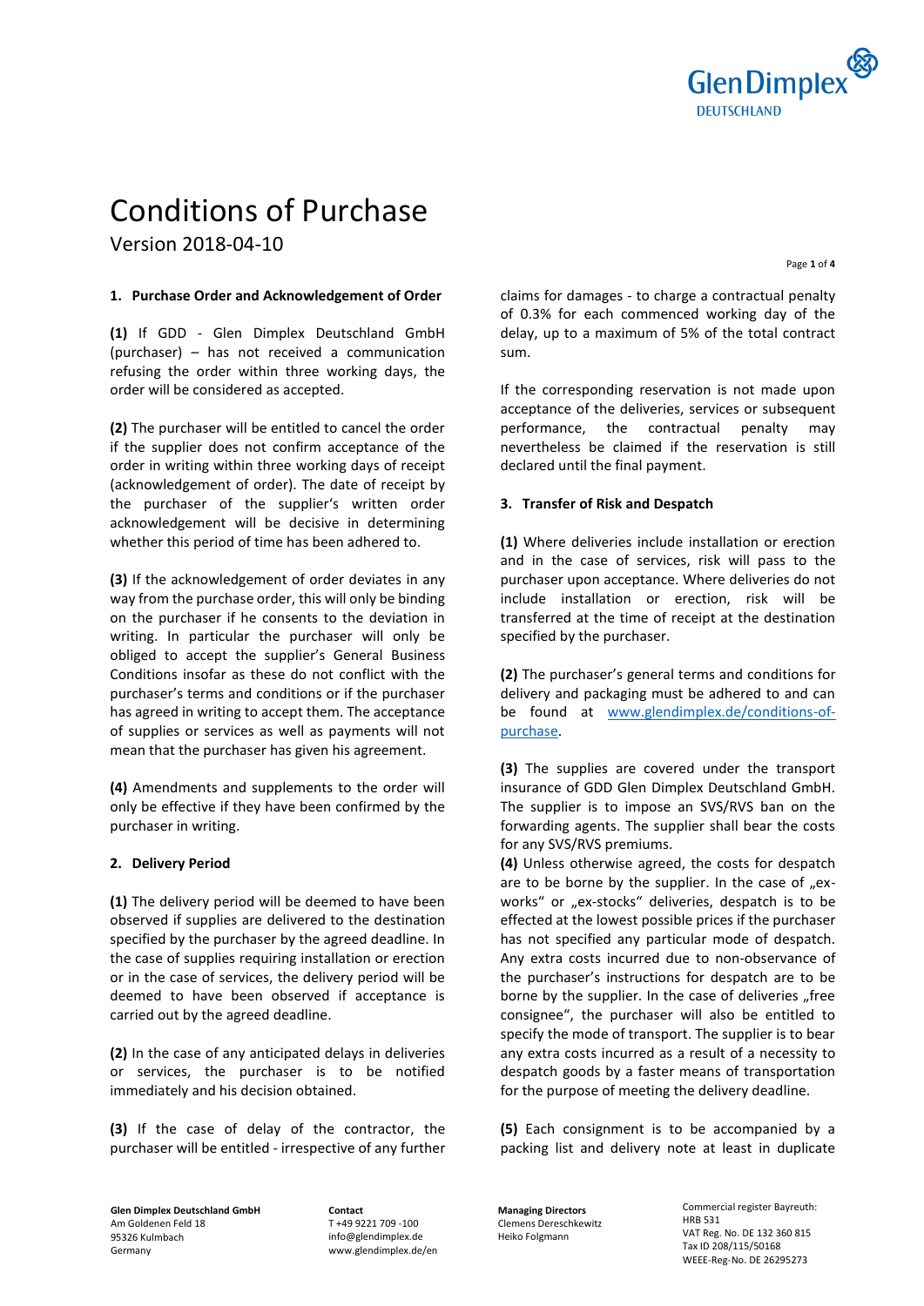# Conditions of Purchase

Version 2018-04-10

## 1. Purchase Order and Acknowledgement of Order

**(1)** If GDD - Glen Dimplex Deutschland GmbH (purchaser) – has not received a communication refusing the order within three working days, the order will be considered as accepted.

**(2)** The purchaser will be entitled to cancel the order if the supplier does not confirm acceptance of the order in writing within three working days of receipt (acknowledgement of order). The date of receipt by the purchaser of the supplier's written order acknowledgement will be decisive in determining whether this period of time has been adhered to.

**(3)** If the acknowledgement of order deviates in any way from the purchase order, this will only be binding on the purchaser if he consents to the deviation in writing. In particular the purchaser will only be obliged to accept the supplier's General Business Conditions insofar as these do not conflict with the purchaser's terms and conditions or if the purchaser has agreed in writing to accept them. The acceptance of supplies or services as well as payments will not mean that the purchaser has given his agreement.

**(4)** Amendments and supplements to the order will only be effective if they have been confirmed by the purchaser in writing.

## 2. Delivery Period

**(1)** The delivery period will be deemed to have been observed if supplies are delivered to the destination specified by the purchaser by the agreed deadline. In the case of supplies requiring installation or erection or in the case of services, the delivery period will be deemed to have been observed if acceptance is carried out by the agreed deadline.

**(2)** In the case of any anticipated delays in deliveries or services, the purchaser is to be notified immediately and his decision obtained.

**(3)** If the case of delay of the contractor, the purchaser will be entitled - irrespective of any further claims for damages - to charge a contractual penalty of 0.3% for each commenced working day of the delay, up to a maximum of 5% of the total contract sum.

If the corresponding reservation is not made upon acceptance of the deliveries, services or subsequent performance, the contractual penalty may nevertheless be claimed if the reservation is still declared until the final payment.

## 3. Transfer of Risk and Despatch

**(1)** Where deliveries include installation or erection and in the case of services, risk will pass to the purchaser upon acceptance. Where deliveries do not include installation or erection, risk will be transferred at the time of receipt at the destination specified by the purchaser.

**(2)** The purchaser's general terms and conditions for delivery and packaging must be adhered to and can be found at www.glendimplex.de/conditions-of-purchase.

**(3)** The supplies are covered under the transport insurance of GDD Glen Dimplex Deutschland GmbH. The supplier is to impose an SVS/RVS ban on the forwarding agents. The supplier shall bear the costs for any SVS/RVS premiums.

**(4)** Unless otherwise agreed, the costs for despatch are to be borne by the supplier. In the case of „ex-works" or „ex-stocks" deliveries, despatch is to be effected at the lowest possible prices if the purchaser has not specified any particular mode of despatch. Any extra costs incurred due to non-observance of the purchaser's instructions for despatch are to be borne by the supplier. In the case of deliveries „free consignee", the purchaser will also be entitled to specify the mode of transport. The supplier is to bear any extra costs incurred as a result of a necessity to despatch goods by a faster means of transportation for the purpose of meeting the delivery deadline.

**(5)** Each consignment is to be accompanied by a packing list and delivery note at least in duplicate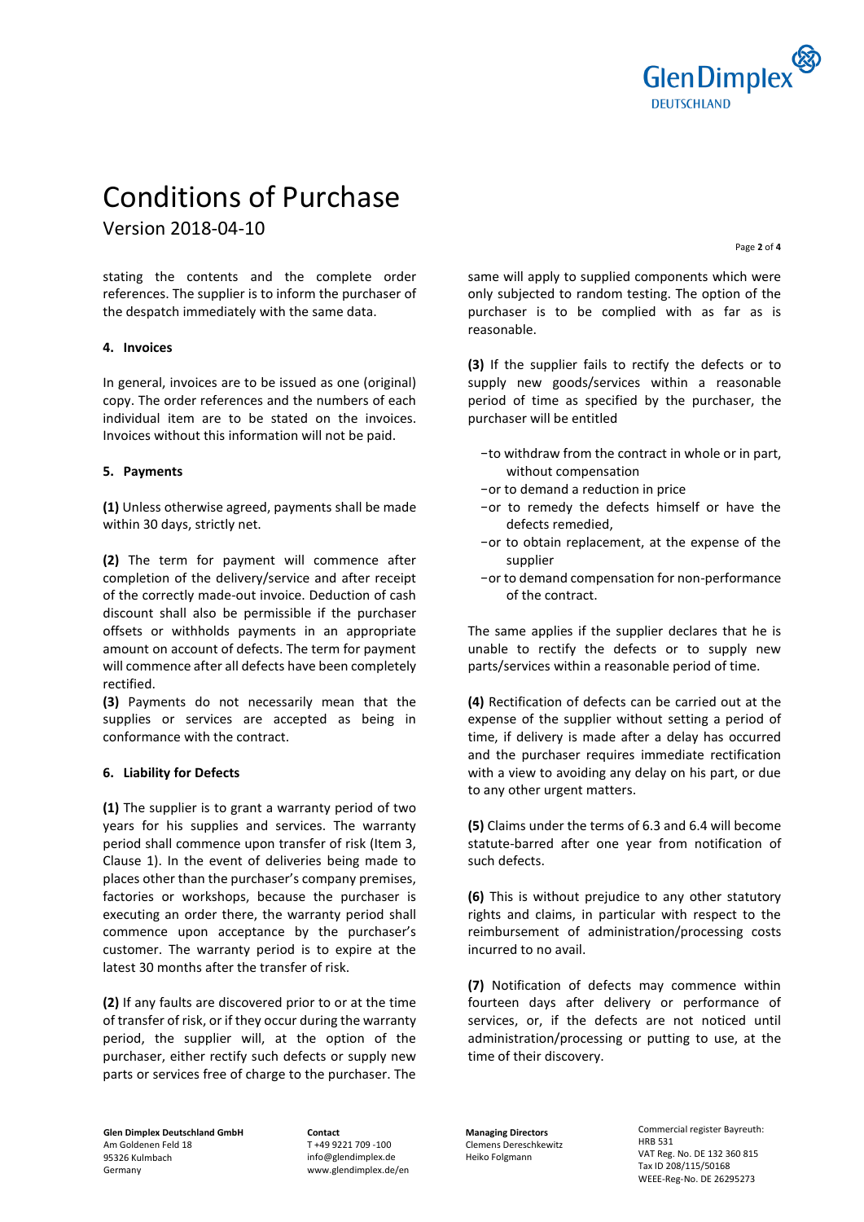stating the contents and the complete order references. The supplier is to inform the purchaser of the despatch immediately with the same data.

#### 4. Invoices

In general, invoices are to be issued as one (original) copy. The order references and the numbers of each individual item are to be stated on the invoices. Invoices without this information will not be paid.

#### 5. Payments

**(1)** Unless otherwise agreed, payments shall be made within 30 days, strictly net.

**(2)** The term for payment will commence after completion of the delivery/service and after receipt of the correctly made-out invoice. Deduction of cash discount shall also be permissible if the purchaser offsets or withholds payments in an appropriate amount on account of defects. The term for payment will commence after all defects have been completely rectified.

**(3)** Payments do not necessarily mean that the supplies or services are accepted as being in conformance with the contract.

#### 6. Liability for Defects

**(1)** The supplier is to grant a warranty period of two years for his supplies and services. The warranty period shall commence upon transfer of risk (Item 3, Clause 1). In the event of deliveries being made to places other than the purchaser's company premises, factories or workshops, because the purchaser is executing an order there, the warranty period shall commence upon acceptance by the purchaser's customer. The warranty period is to expire at the latest 30 months after the transfer of risk.

**(2)** If any faults are discovered prior to or at the time of transfer of risk, or if they occur during the warranty period, the supplier will, at the option of the purchaser, either rectify such defects or supply new parts or services free of charge to the purchaser. The same will apply to supplied components which were only subjected to random testing. The option of the purchaser is to be complied with as far as is reasonable.

**(3)** If the supplier fails to rectify the defects or to supply new goods/services within a reasonable period of time as specified by the purchaser, the purchaser will be entitled

- to withdraw from the contract in whole or in part, without compensation
- or to demand a reduction in price
- or to remedy the defects himself or have the defects remedied,
- or to obtain replacement, at the expense of the supplier
- or to demand compensation for non-performance of the contract.

The same applies if the supplier declares that he is unable to rectify the defects or to supply new parts/services within a reasonable period of time.

**(4)** Rectification of defects can be carried out at the expense of the supplier without setting a period of time, if delivery is made after a delay has occurred and the purchaser requires immediate rectification with a view to avoiding any delay on his part, or due to any other urgent matters.

**(5)** Claims under the terms of 6.3 and 6.4 will become statute-barred after one year from notification of such defects.

**(6)** This is without prejudice to any other statutory rights and claims, in particular with respect to the reimbursement of administration/processing costs incurred to no avail.

**(7)** Notification of defects may commence within fourteen days after delivery or performance of services, or, if the defects are not noticed until administration/processing or putting to use, at the time of their discovery.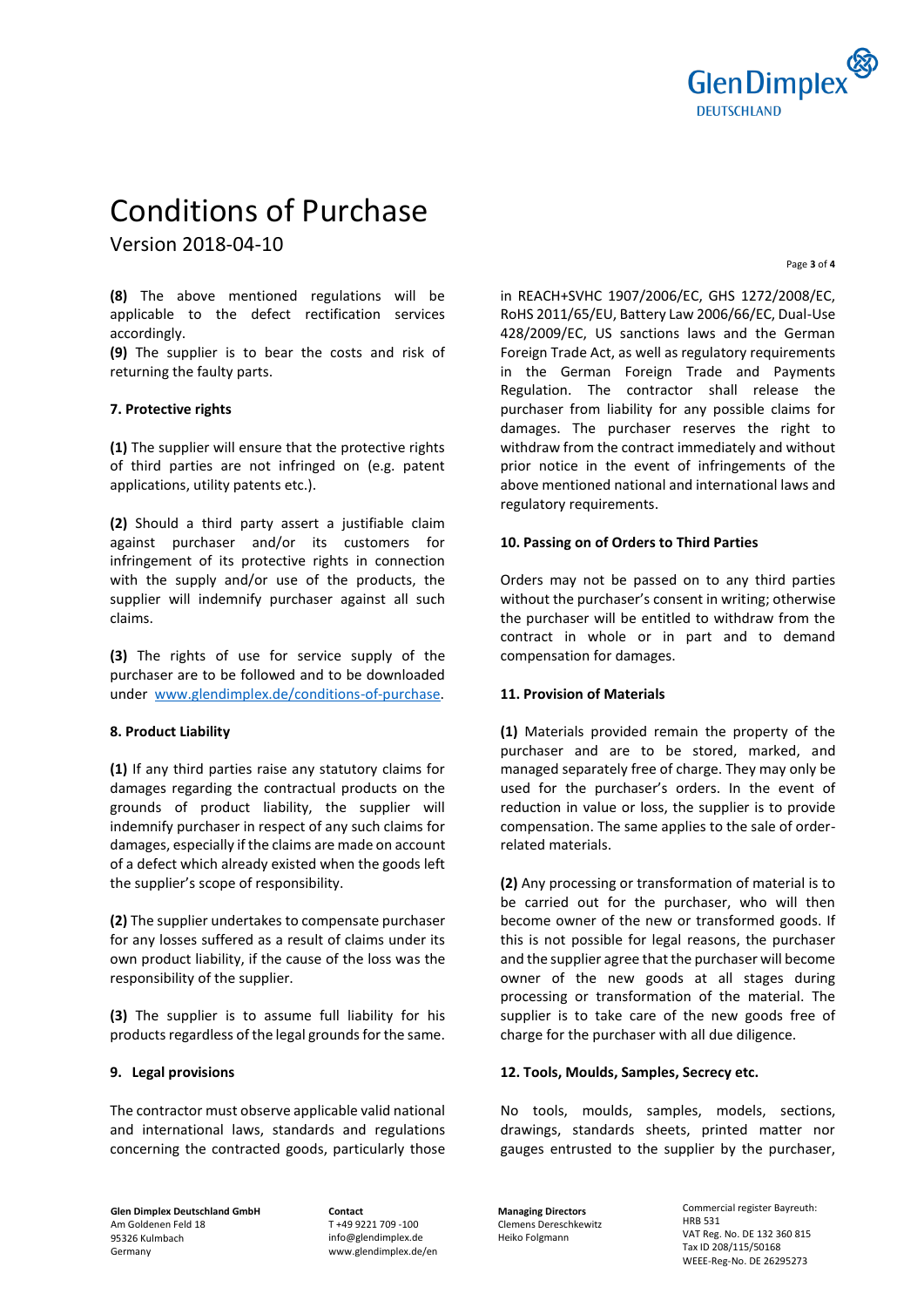**(8)** The above mentioned regulations will be applicable to the defect rectification services accordingly.
**(9)** The supplier is to bear the costs and risk of returning the faulty parts.

### 7. Protective rights

**(1)** The supplier will ensure that the protective rights of third parties are not infringed on (e.g. patent applications, utility patents etc.).

**(2)** Should a third party assert a justifiable claim against purchaser and/or its customers for infringement of its protective rights in connection with the supply and/or use of the products, the supplier will indemnify purchaser against all such claims.

**(3)** The rights of use for service supply of the purchaser are to be followed and to be downloaded under [www.glendimplex.de/conditions-of-purchase](www.glendimplex.de/conditions-of-purchase).

### 8. Product Liability

**(1)** If any third parties raise any statutory claims for damages regarding the contractual products on the grounds of product liability, the supplier will indemnify purchaser in respect of any such claims for damages, especially if the claims are made on account of a defect which already existed when the goods left the supplier's scope of responsibility.

**(2)** The supplier undertakes to compensate purchaser for any losses suffered as a result of claims under its own product liability, if the cause of the loss was the responsibility of the supplier.

**(3)** The supplier is to assume full liability for his products regardless of the legal grounds for the same.

### 9. Legal provisions

The contractor must observe applicable valid national and international laws, standards and regulations concerning the contracted goods, particularly those in REACH+SVHC 1907/2006/EC, GHS 1272/2008/EC, RoHS 2011/65/EU, Battery Law 2006/66/EC, Dual-Use 428/2009/EC, US sanctions laws and the German Foreign Trade Act, as well as regulatory requirements in the German Foreign Trade and Payments Regulation. The contractor shall release the purchaser from liability for any possible claims for damages. The purchaser reserves the right to withdraw from the contract immediately and without prior notice in the event of infringements of the above mentioned national and international laws and regulatory requirements.

### 10. Passing on of Orders to Third Parties

Orders may not be passed on to any third parties without the purchaser's consent in writing; otherwise the purchaser will be entitled to withdraw from the contract in whole or in part and to demand compensation for damages.

### 11. Provision of Materials

**(1)** Materials provided remain the property of the purchaser and are to be stored, marked, and managed separately free of charge. They may only be used for the purchaser's orders. In the event of reduction in value or loss, the supplier is to provide compensation. The same applies to the sale of order-related materials.

**(2)** Any processing or transformation of material is to be carried out for the purchaser, who will then become owner of the new or transformed goods. If this is not possible for legal reasons, the purchaser and the supplier agree that the purchaser will become owner of the new goods at all stages during processing or transformation of the material. The supplier is to take care of the new goods free of charge for the purchaser with all due diligence.

### 12. Tools, Moulds, Samples, Secrecy etc.

No tools, moulds, samples, models, sections, drawings, standards sheets, printed matter nor gauges entrusted to the supplier by the purchaser,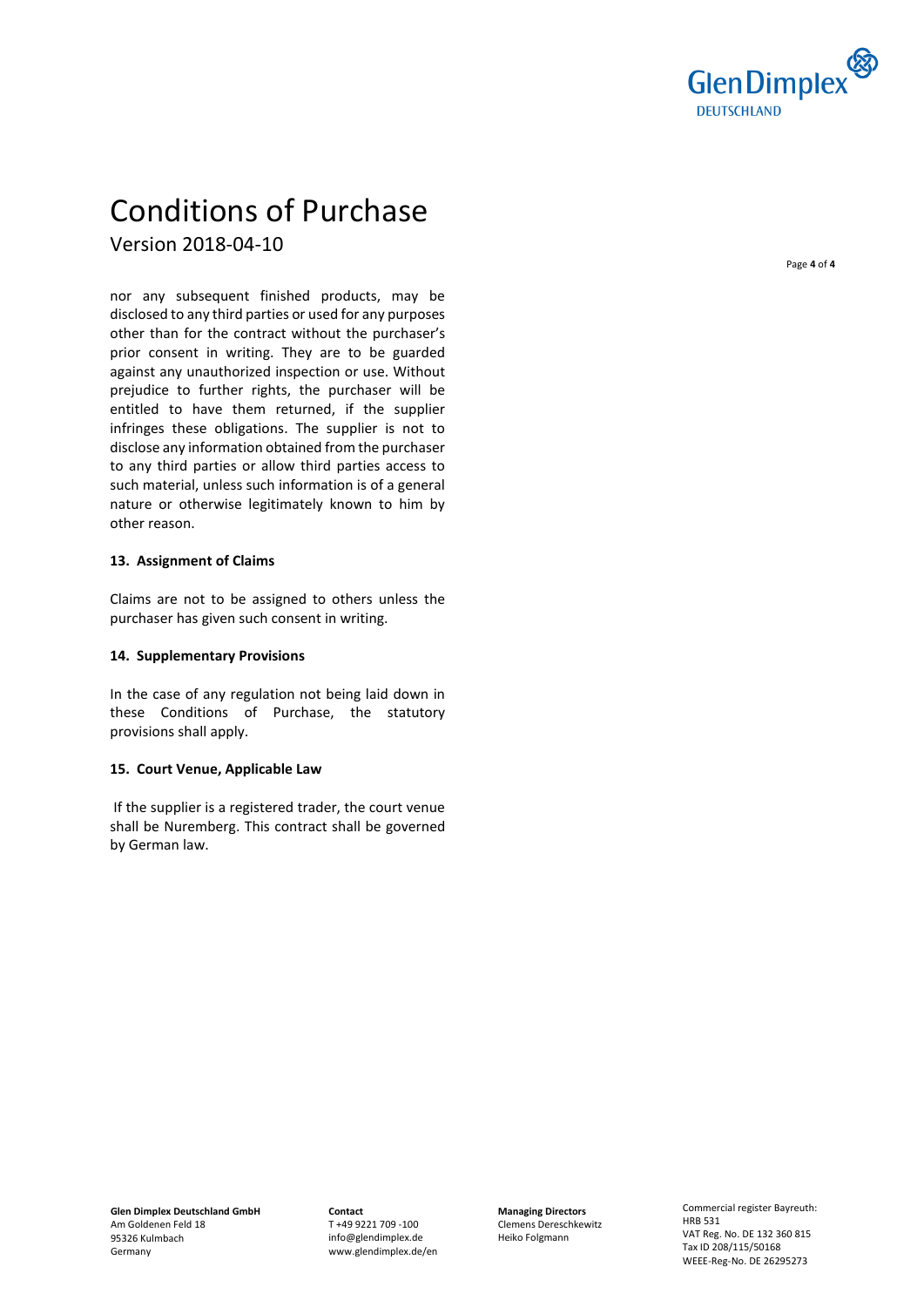nor any subsequent finished products, may be disclosed to any third parties or used for any purposes other than for the contract without the purchaser's prior consent in writing. They are to be guarded against any unauthorized inspection or use. Without prejudice to further rights, the purchaser will be entitled to have them returned, if the supplier infringes these obligations. The supplier is not to disclose any information obtained from the purchaser to any third parties or allow third parties access to such material, unless such information is of a general nature or otherwise legitimately known to him by other reason.

### 13. Assignment of Claims

Claims are not to be assigned to others unless the purchaser has given such consent in writing.

### 14. Supplementary Provisions

In the case of any regulation not being laid down in these Conditions of Purchase, the statutory provisions shall apply.

### 15. Court Venue, Applicable Law

If the supplier is a registered trader, the court venue shall be Nuremberg. This contract shall be governed by German law.